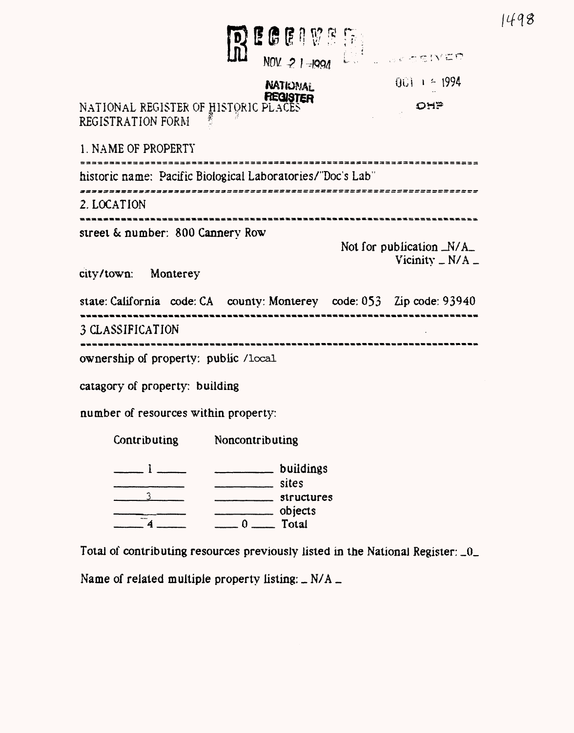RECEIVED

NOV 21 1994

NATIONAL REGISTER

RECEIVED

OCT 14 1994

OHP

1498

NATIONAL REGISTER OF HISTORIC PLACES
REGISTRATION FORM

1. NAME OF PROPERTY

historic name: Pacific Biological Laboratories/"Doc's Lab"

2. LOCATION

street & number: 800 Cannery Row

Not for publication _N/A_
Vicinity _ N/A _

city/town: Monterey

state: California code: CA county: Monterey code: 053 Zip code: 93940

3 CLASSIFICATION

ownership of property: public /local

catagory of property: building

number of resources within property:

| Contributing | Noncontributing | |
|---|---|---|
| 1 | | buildings |
| | | sites |
| 3 | | structures |
| | | objects |
| 4 | 0 | Total |

Total of contributing resources previously listed in the National Register: _0_

Name of related multiple property listing: _ N/A _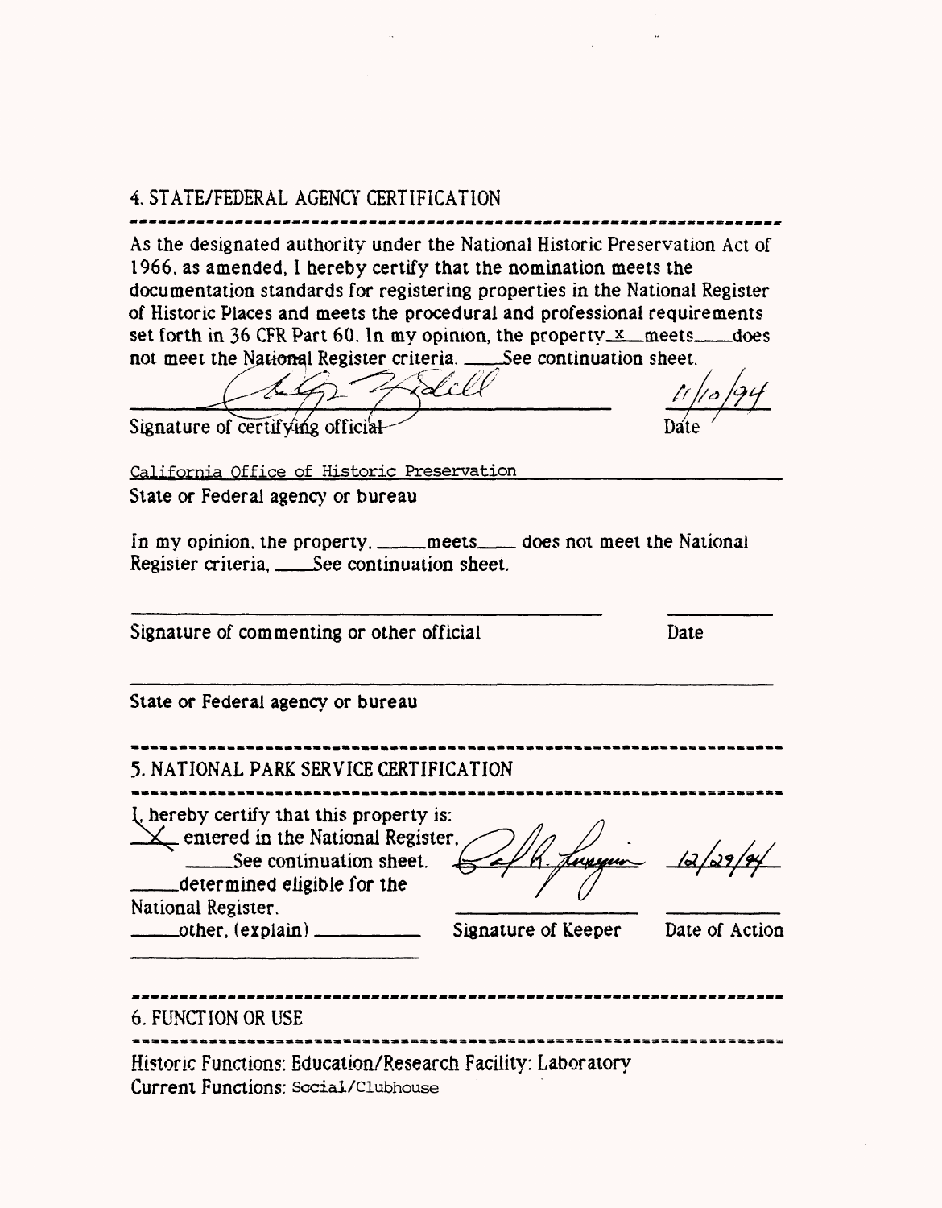## 4. STATE/FEDERAL AGENCY CERTIFICATION

As the designated authority under the National Historic Preservation Act of 1966, as amended, I hereby certify that the nomination meets the documentation standards for registering properties in the National Register of Historic Places and meets the procedural and professional requirements set forth in 36 CFR Part 60. In my opinion, the property _x_ meets ____ does not meet the National Register criteria. ____ See continuation sheet.

Signature of certifying official — Date: 11/10/94

California Office of Historic Preservation
State or Federal agency or bureau

In my opinion, the property, _____ meets ____ does not meet the National Register criteria. ____ See continuation sheet.

Signature of commenting or other official — Date

State or Federal agency or bureau

## 5. NATIONAL PARK SERVICE CERTIFICATION

I, hereby certify that this property is:
- _X_ entered in the National Register. ____ See continuation sheet.
- ____ determined eligible for the National Register.
- ____ other, (explain) ________

Signature of Keeper — Date of Action: 12/29/94

## 6. FUNCTION OR USE

Historic Functions: Education/Research Facility: Laboratory
Current Functions: Social/Clubhouse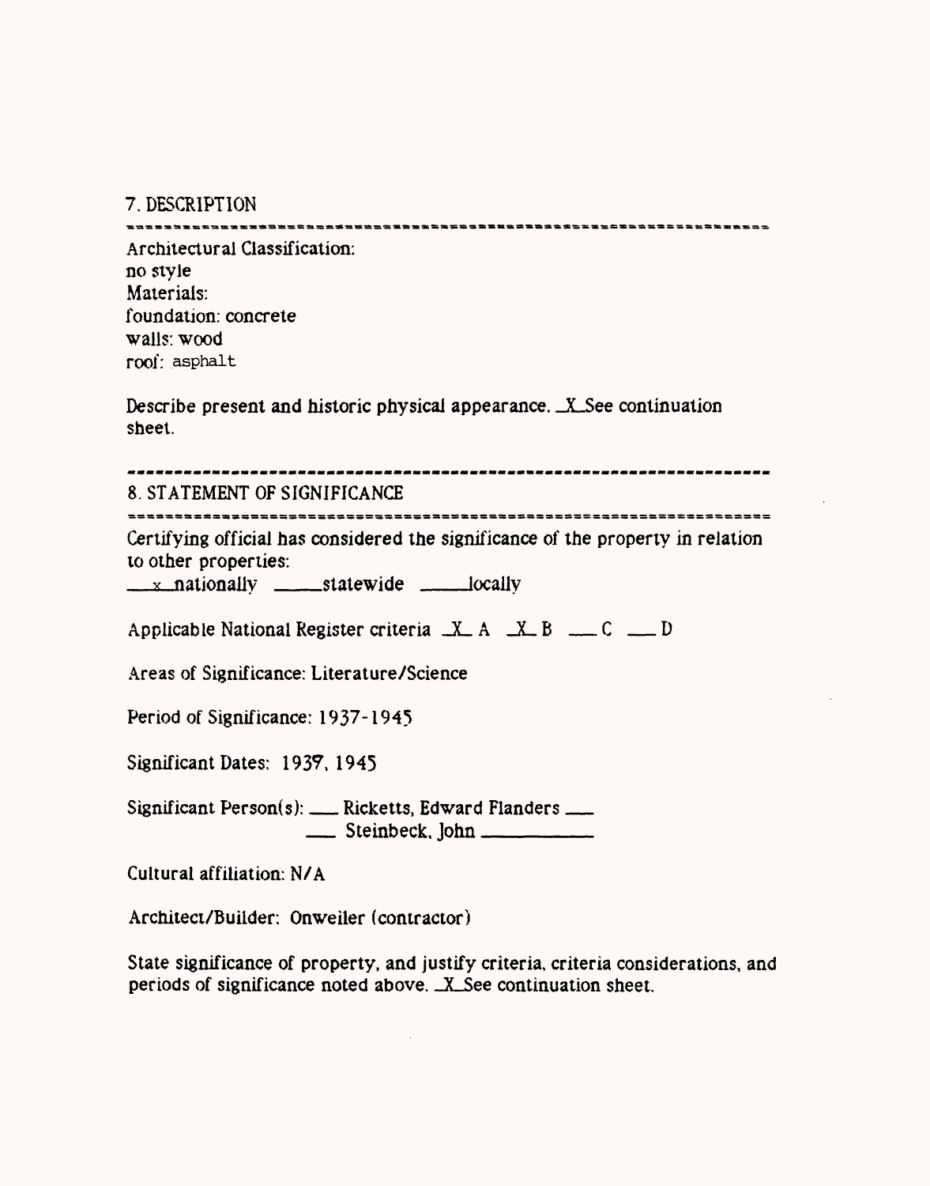## 7. DESCRIPTION

Architectural Classification:
no style
Materials:
foundation: concrete
walls: wood
roof: asphalt

Describe present and historic physical appearance. _X_See continuation sheet.

## 8. STATEMENT OF SIGNIFICANCE

Certifying official has considered the significance of the property in relation to other properties:
__x__nationally _____statewide _____locally

Applicable National Register criteria _X_ A _X_ B ___ C ___ D

Areas of Significance: Literature/Science

Period of Significance: 1937-1945

Significant Dates: 1937, 1945

Significant Person(s): ___ Ricketts, Edward Flanders ___
___ Steinbeck, John __________

Cultural affiliation: N/A

Architect/Builder: Onweiler (contractor)

State significance of property, and justify criteria, criteria considerations, and periods of significance noted above. _X_See continuation sheet.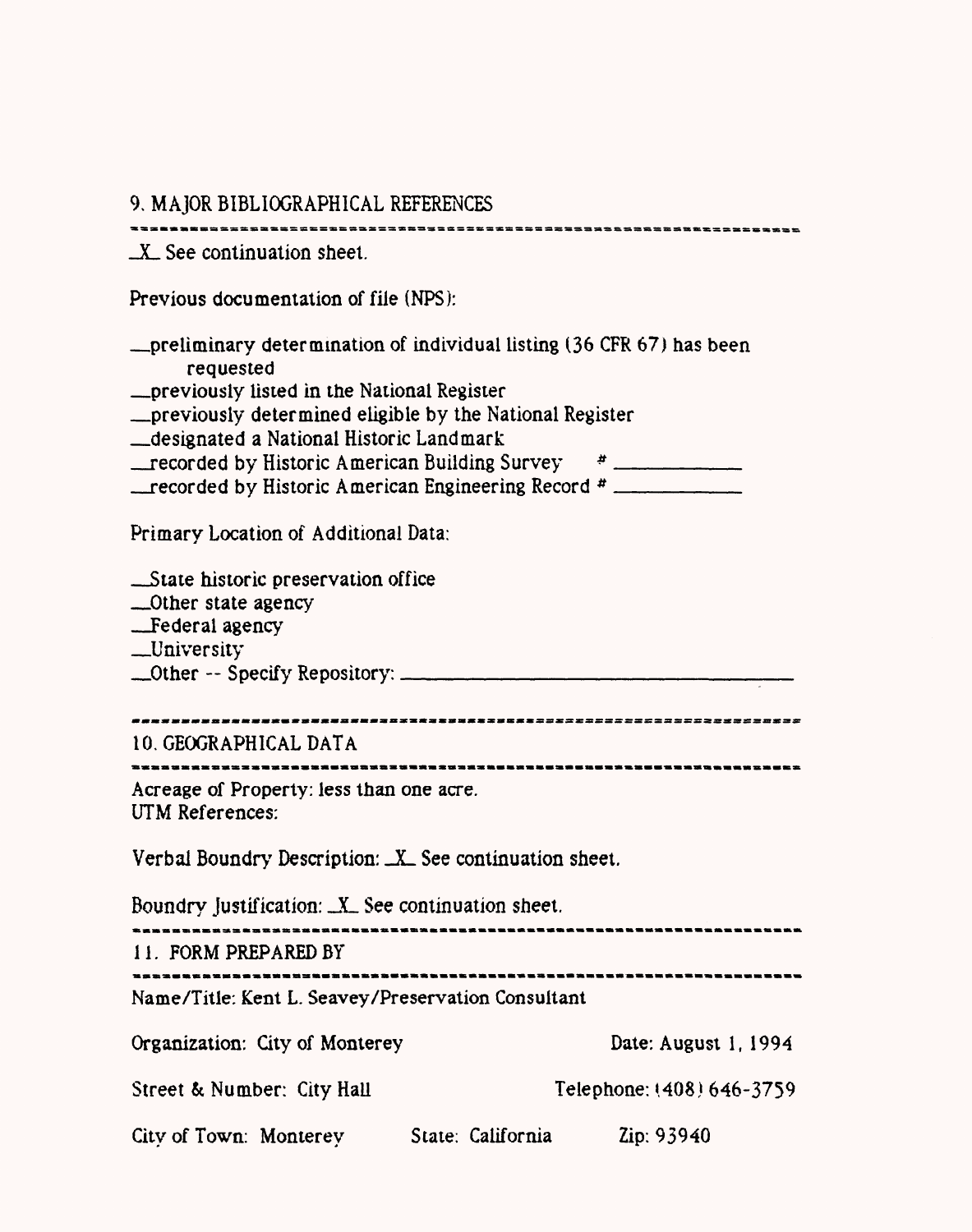## 9. MAJOR BIBLIOGRAPHICAL REFERENCES

_X_ See continuation sheet.

Previous documentation of file (NPS):

__preliminary determination of individual listing (36 CFR 67) has been requested
__previously listed in the National Register
__previously determined eligible by the National Register
__designated a National Historic Landmark
__recorded by Historic American Building Survey # __________
__recorded by Historic American Engineering Record # __________

Primary Location of Additional Data:

__State historic preservation office
__Other state agency
__Federal agency
__University
__Other -- Specify Repository: __________

## 10. GEOGRAPHICAL DATA

Acreage of Property: less than one acre.
UTM References:

Verbal Boundry Description: _X_ See continuation sheet.

Boundry Justification: _X_ See continuation sheet.

## 11. FORM PREPARED BY

Name/Title: Kent L. Seavey/Preservation Consultant

Organization: City of Monterey    Date: August 1, 1994

Street & Number: City Hall    Telephone: (408) 646-3759

City of Town: Monterey    State: California    Zip: 93940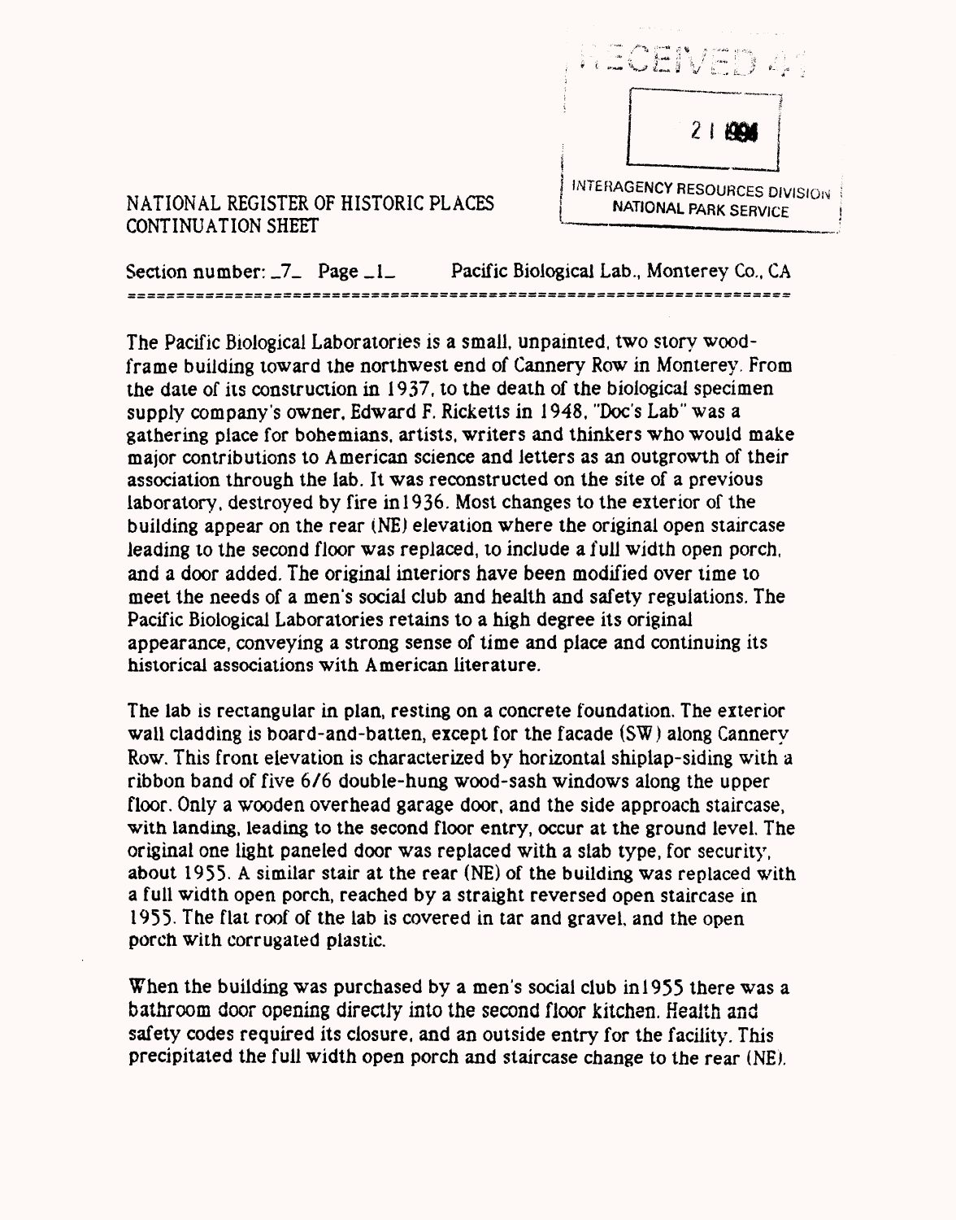NATIONAL REGISTER OF HISTORIC PLACES
CONTINUATION SHEET

RECEIVED

21 1994

INTERAGENCY RESOURCES DIVISION
NATIONAL PARK SERVICE

Section number: _7_ Page _1_ Pacific Biological Lab., Monterey Co., CA

The Pacific Biological Laboratories is a small, unpainted, two story wood-frame building toward the northwest end of Cannery Row in Monterey. From the date of its construction in 1937, to the death of the biological specimen supply company's owner, Edward F. Ricketts in 1948, "Doc's Lab" was a gathering place for bohemians, artists, writers and thinkers who would make major contributions to American science and letters as an outgrowth of their association through the lab. It was reconstructed on the site of a previous laboratory, destroyed by fire in1936. Most changes to the exterior of the building appear on the rear (NE) elevation where the original open staircase leading to the second floor was replaced, to include a full width open porch, and a door added. The original interiors have been modified over time to meet the needs of a men's social club and health and safety regulations. The Pacific Biological Laboratories retains to a high degree its original appearance, conveying a strong sense of time and place and continuing its historical associations with American literature.

The lab is rectangular in plan, resting on a concrete foundation. The exterior wall cladding is board-and-batten, except for the facade (SW) along Cannery Row. This front elevation is characterized by horizontal shiplap-siding with a ribbon band of five 6/6 double-hung wood-sash windows along the upper floor. Only a wooden overhead garage door, and the side approach staircase, with landing, leading to the second floor entry, occur at the ground level. The original one light paneled door was replaced with a slab type, for security, about 1955. A similar stair at the rear (NE) of the building was replaced with a full width open porch, reached by a straight reversed open staircase in 1955. The flat roof of the lab is covered in tar and gravel, and the open porch with corrugated plastic.

When the building was purchased by a men's social club in1955 there was a bathroom door opening directly into the second floor kitchen. Health and safety codes required its closure, and an outside entry for the facility. This precipitated the full width open porch and staircase change to the rear (NE).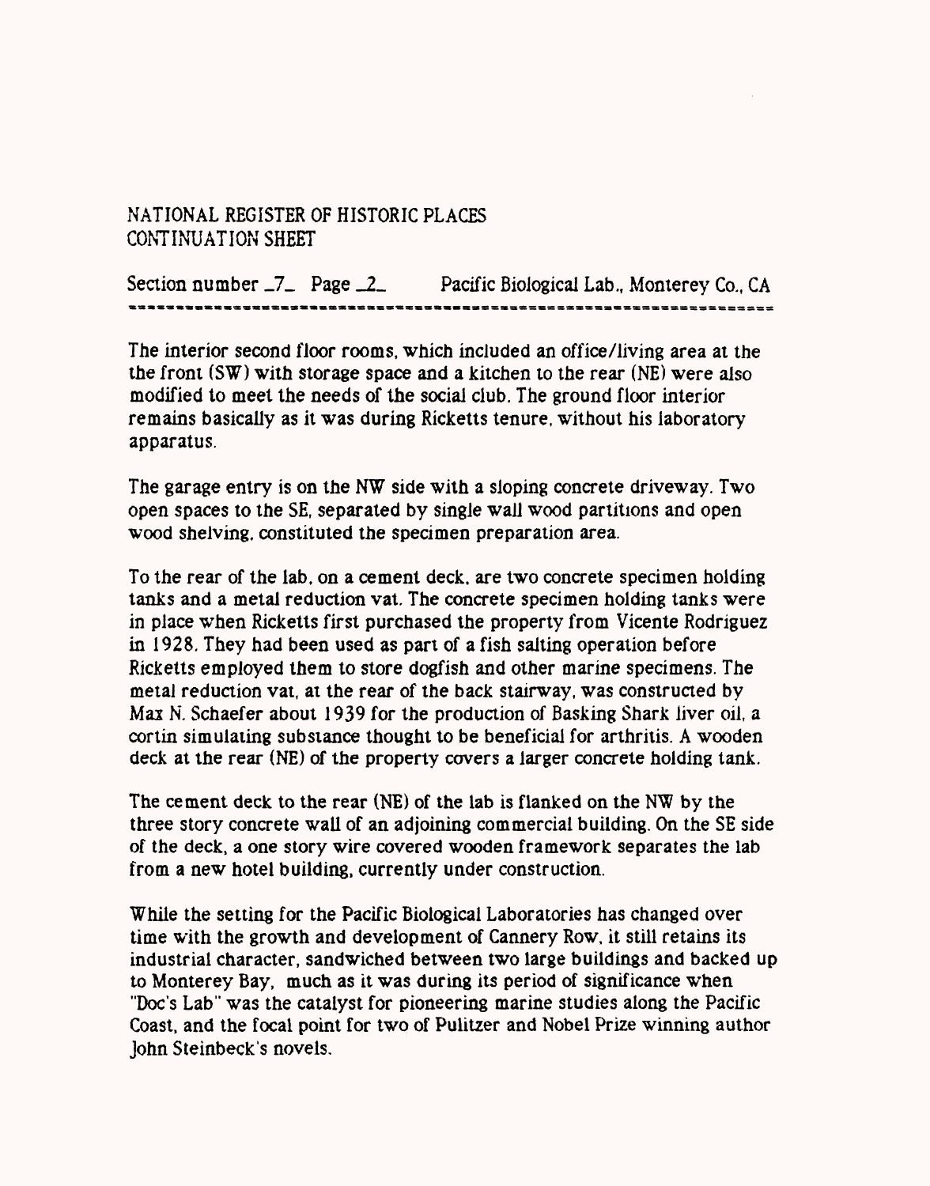NATIONAL REGISTER OF HISTORIC PLACES
CONTINUATION SHEET

Section number _7_ Page _2_ Pacific Biological Lab., Monterey Co., CA

The interior second floor rooms, which included an office/living area at the the front (SW) with storage space and a kitchen to the rear (NE) were also modified to meet the needs of the social club. The ground floor interior remains basically as it was during Ricketts tenure, without his laboratory apparatus.

The garage entry is on the NW side with a sloping concrete driveway. Two open spaces to the SE, separated by single wall wood partitions and open wood shelving, constituted the specimen preparation area.

To the rear of the lab, on a cement deck, are two concrete specimen holding tanks and a metal reduction vat. The concrete specimen holding tanks were in place when Ricketts first purchased the property from Vicente Rodriguez in 1928. They had been used as part of a fish salting operation before Ricketts employed them to store dogfish and other marine specimens. The metal reduction vat, at the rear of the back stairway, was constructed by Max N. Schaefer about 1939 for the production of Basking Shark liver oil, a cortin simulating substance thought to be beneficial for arthritis. A wooden deck at the rear (NE) of the property covers a larger concrete holding tank.

The cement deck to the rear (NE) of the lab is flanked on the NW by the three story concrete wall of an adjoining commercial building. On the SE side of the deck, a one story wire covered wooden framework separates the lab from a new hotel building, currently under construction.

While the setting for the Pacific Biological Laboratories has changed over time with the growth and development of Cannery Row, it still retains its industrial character, sandwiched between two large buildings and backed up to Monterey Bay, much as it was during its period of significance when "Doc's Lab" was the catalyst for pioneering marine studies along the Pacific Coast, and the focal point for two of Pulitzer and Nobel Prize winning author John Steinbeck's novels.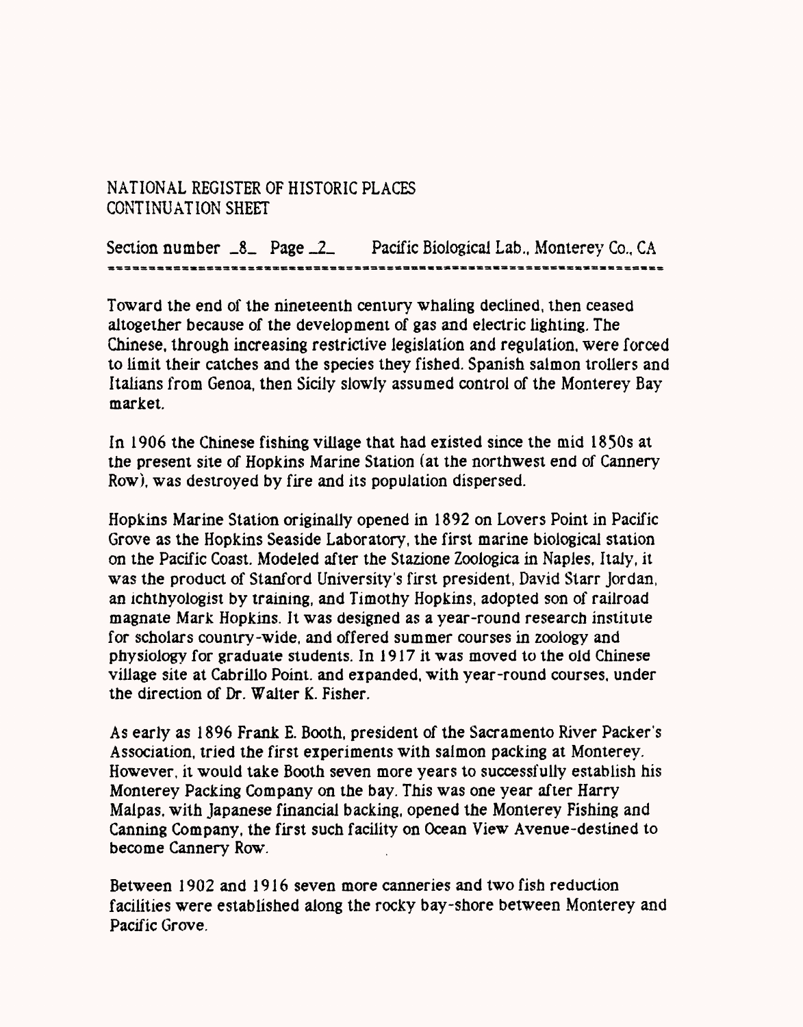Toward the end of the nineteenth century whaling declined, then ceased altogether because of the development of gas and electric lighting. The Chinese, through increasing restrictive legislation and regulation, were forced to limit their catches and the species they fished. Spanish salmon trollers and Italians from Genoa, then Sicily slowly assumed control of the Monterey Bay market.

In 1906 the Chinese fishing village that had existed since the mid 1850s at the present site of Hopkins Marine Station (at the northwest end of Cannery Row), was destroyed by fire and its population dispersed.

Hopkins Marine Station originally opened in 1892 on Lovers Point in Pacific Grove as the Hopkins Seaside Laboratory, the first marine biological station on the Pacific Coast. Modeled after the Stazione Zoologica in Naples, Italy, it was the product of Stanford University's first president, David Starr Jordan, an ichthyologist by training, and Timothy Hopkins, adopted son of railroad magnate Mark Hopkins. It was designed as a year-round research institute for scholars country-wide, and offered summer courses in zoology and physiology for graduate students. In 1917 it was moved to the old Chinese village site at Cabrillo Point, and expanded, with year-round courses, under the direction of Dr. Walter K. Fisher.

As early as 1896 Frank E. Booth, president of the Sacramento River Packer's Association, tried the first experiments with salmon packing at Monterey. However, it would take Booth seven more years to successfully establish his Monterey Packing Company on the bay. This was one year after Harry Malpas, with Japanese financial backing, opened the Monterey Fishing and Canning Company, the first such facility on Ocean View Avenue-destined to become Cannery Row.

Between 1902 and 1916 seven more canneries and two fish reduction facilities were established along the rocky bay-shore between Monterey and Pacific Grove.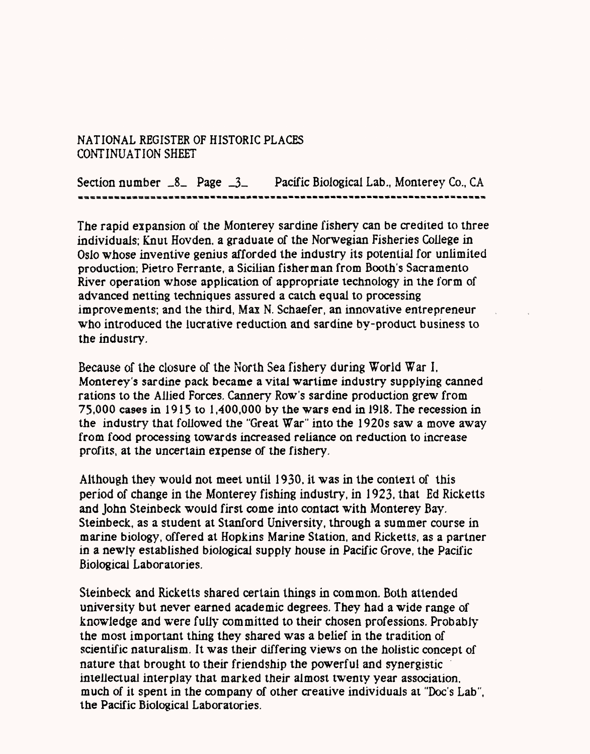NATIONAL REGISTER OF HISTORIC PLACES
CONTINUATION SHEET

Section number _8_ Page _3_ Pacific Biological Lab., Monterey Co., CA

The rapid expansion of the Monterey sardine fishery can be credited to three individuals; Knut Hovden, a graduate of the Norwegian Fisheries College in Oslo whose inventive genius afforded the industry its potential for unlimited production; Pietro Ferrante, a Sicilian fisherman from Booth's Sacramento River operation whose application of appropriate technology in the form of advanced netting techniques assured a catch equal to processing improvements; and the third, Max N. Schaefer, an innovative entrepreneur who introduced the lucrative reduction and sardine by-product business to the industry.

Because of the closure of the North Sea fishery during World War I, Monterey's sardine pack became a vital wartime industry supplying canned rations to the Allied Forces. Cannery Row's sardine production grew from 75,000 cases in 1915 to 1,400,000 by the wars end in 1918. The recession in the industry that followed the "Great War" into the 1920s saw a move away from food processing towards increased reliance on reduction to increase profits, at the uncertain expense of the fishery.

Although they would not meet until 1930, it was in the context of this period of change in the Monterey fishing industry, in 1923, that Ed Ricketts and John Steinbeck would first come into contact with Monterey Bay. Steinbeck, as a student at Stanford University, through a summer course in marine biology, offered at Hopkins Marine Station, and Ricketts, as a partner in a newly established biological supply house in Pacific Grove, the Pacific Biological Laboratories.

Steinbeck and Ricketts shared certain things in common. Both attended university but never earned academic degrees. They had a wide range of knowledge and were fully committed to their chosen professions. Probably the most important thing they shared was a belief in the tradition of scientific naturalism. It was their differing views on the holistic concept of nature that brought to their friendship the powerful and synergistic intellectual interplay that marked their almost twenty year association, much of it spent in the company of other creative individuals at "Doc's Lab", the Pacific Biological Laboratories.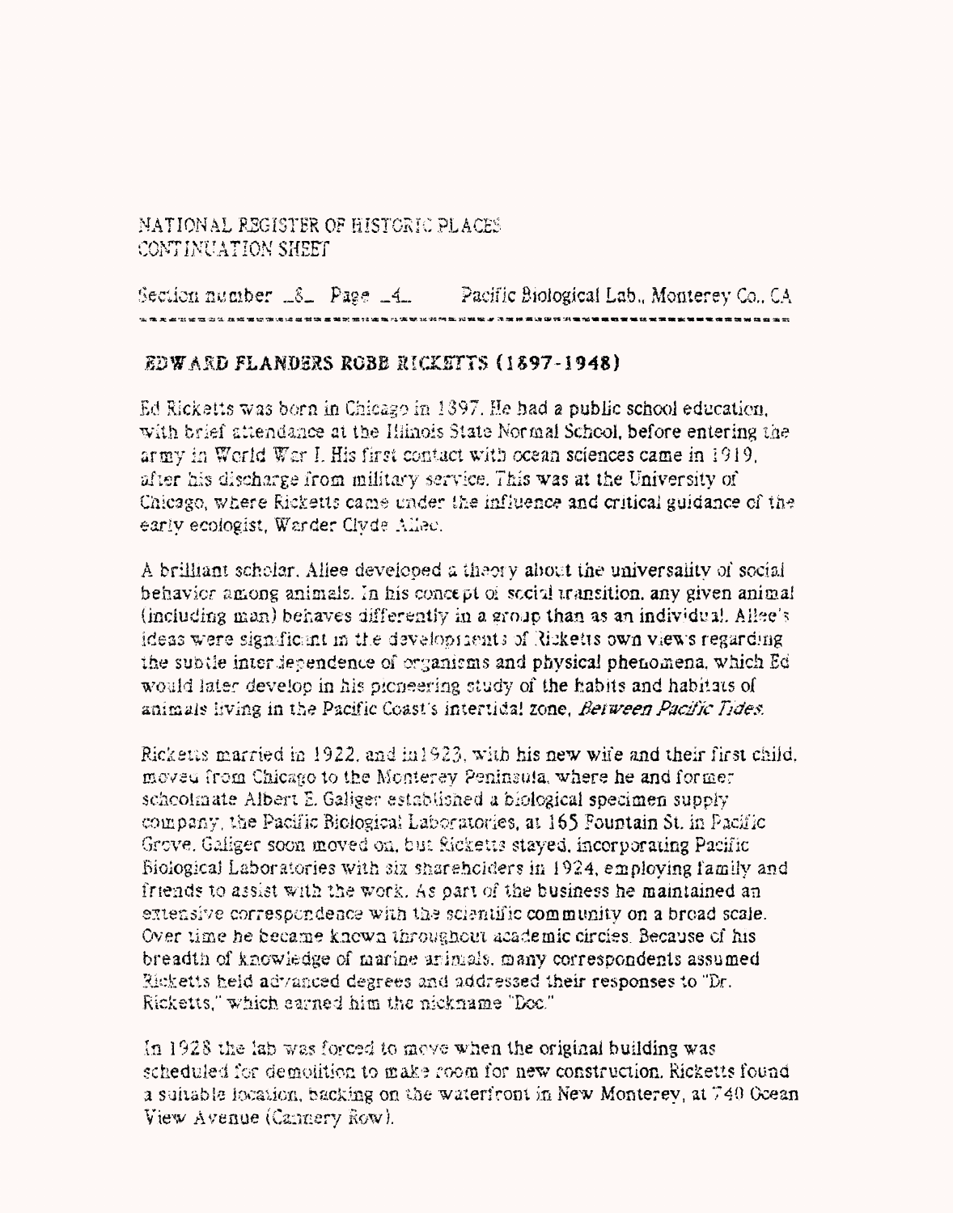NATIONAL REGISTER OF HISTORIC PLACES
CONTINUATION SHEET

Section number _8_ Page _4_ Pacific Biological Lab., Monterey Co., CA

## EDWARD FLANDERS ROBB RICKETTS (1897-1948)

Ed Ricketts was born in Chicago in 1897. He had a public school education, with brief attendance at the Illinois State Normal School, before entering the army in World War I. His first contact with ocean sciences came in 1919, after his discharge from military service. This was at the University of Chicago, where Ricketts came under the influence and critical guidance of the early ecologist, Warder Clyde Allee.

A brilliant scholar, Allee developed a theory about the universality of social behavior among animals. In his concept of social transition, any given animal (including man) behaves differently in a group than as an individual. Allee's ideas were significant in the development of Ricketts own views regarding the subtle interdependence of organisms and physical phenomena, which Ed would later develop in his pioneering study of the habits and habitats of animals living in the Pacific Coast's intertidal zone, *Between Pacific Tides*.

Ricketts married in 1922, and in 1923, with his new wife and their first child, moved from Chicago to the Monterey Peninsula, where he and former schoolmate Albert E. Galiger established a biological specimen supply company, the Pacific Biological Laboratories, at 165 Fountain St. in Pacific Grove. Galiger soon moved on, but Ricketts stayed, incorporating Pacific Biological Laboratories with six shareholders in 1924, employing family and friends to assist with the work. As part of the business he maintained an extensive correspondence with the scientific community on a broad scale. Over time he became known throughout academic circles. Because of his breadth of knowledge of marine animals, many correspondents assumed Ricketts held advanced degrees and addressed their responses to "Dr. Ricketts," which earned him the nickname "Doc."

In 1928 the lab was forced to move when the original building was scheduled for demolition to make room for new construction. Ricketts found a suitable location, backing on the waterfront in New Monterey, at 740 Ocean View Avenue (Cannery Row).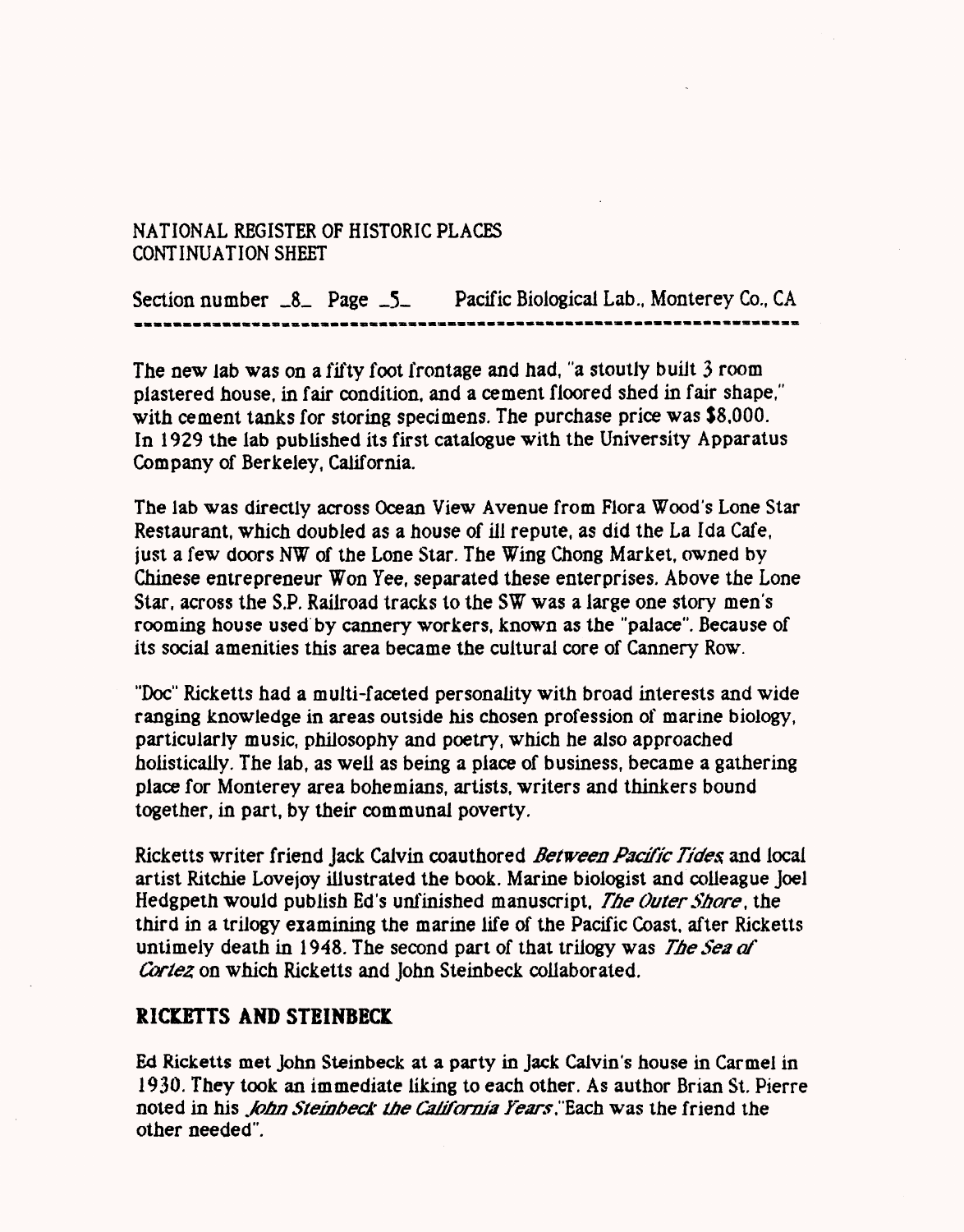NATIONAL REGISTER OF HISTORIC PLACES
CONTINUATION SHEET

Section number _8_ Page _5_ Pacific Biological Lab., Monterey Co., CA

The new lab was on a fifty foot frontage and had, "a stoutly built 3 room plastered house, in fair condition, and a cement floored shed in fair shape," with cement tanks for storing specimens. The purchase price was $8,000. In 1929 the lab published its first catalogue with the University Apparatus Company of Berkeley, California.

The lab was directly across Ocean View Avenue from Flora Wood's Lone Star Restaurant, which doubled as a house of ill repute, as did the La Ida Cafe, just a few doors NW of the Lone Star. The Wing Chong Market, owned by Chinese entrepreneur Won Yee, separated these enterprises. Above the Lone Star, across the S.P. Railroad tracks to the SW was a large one story men's rooming house used by cannery workers, known as the "palace". Because of its social amenities this area became the cultural core of Cannery Row.

"Doc" Ricketts had a multi-faceted personality with broad interests and wide ranging knowledge in areas outside his chosen profession of marine biology, particularly music, philosophy and poetry, which he also approached holistically. The lab, as well as being a place of business, became a gathering place for Monterey area bohemians, artists, writers and thinkers bound together, in part, by their communal poverty.

Ricketts writer friend Jack Calvin coauthored *Between Pacific Tides* and local artist Ritchie Lovejoy illustrated the book. Marine biologist and colleague Joel Hedgpeth would publish Ed's unfinished manuscript, *The Outer Shore*, the third in a trilogy examining the marine life of the Pacific Coast, after Ricketts untimely death in 1948. The second part of that trilogy was *The Sea of Cortez* on which Ricketts and John Steinbeck collaborated.

## RICKETTS AND STEINBECK

Ed Ricketts met John Steinbeck at a party in Jack Calvin's house in Carmel in 1930. They took an immediate liking to each other. As author Brian St. Pierre noted in his *John Steinbeck the California Years*,"Each was the friend the other needed".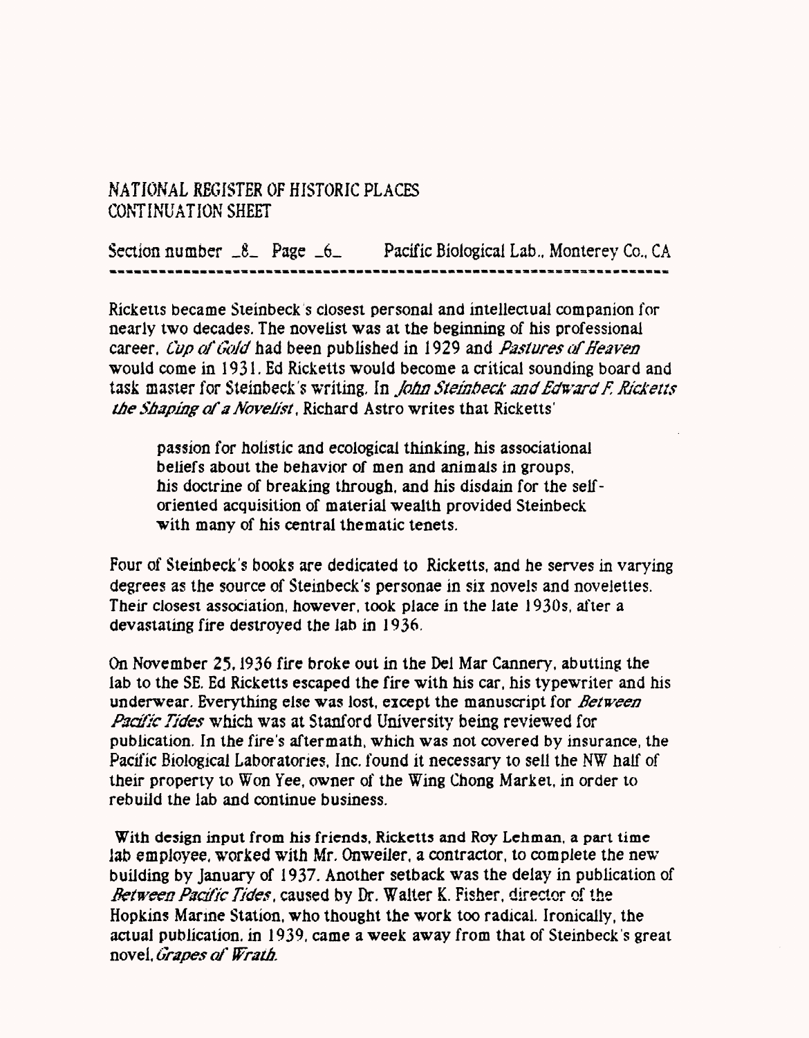NATIONAL REGISTER OF HISTORIC PLACES
CONTINUATION SHEET

Section number _8_ Page _6_ Pacific Biological Lab., Monterey Co., CA

---

Ricketts became Steinbeck's closest personal and intellectual companion for nearly two decades. The novelist was at the beginning of his professional career. *Cup of Gold* had been published in 1929 and *Pastures of Heaven* would come in 1931. Ed Ricketts would become a critical sounding board and task master for Steinbeck's writing. In *John Steinbeck and Edward F. Ricketts the Shaping of a Novelist*, Richard Astro writes that Ricketts'

> passion for holistic and ecological thinking, his associational beliefs about the behavior of men and animals in groups, his doctrine of breaking through, and his disdain for the self-oriented acquisition of material wealth provided Steinbeck with many of his central thematic tenets.

Four of Steinbeck's books are dedicated to Ricketts, and he serves in varying degrees as the source of Steinbeck's personae in six novels and novelettes. Their closest association, however, took place in the late 1930s, after a devastating fire destroyed the lab in 1936.

On November 25, 1936 fire broke out in the Del Mar Cannery, abutting the lab to the SE. Ed Ricketts escaped the fire with his car, his typewriter and his underwear. Everything else was lost, except the manuscript for *Between Pacific Tides* which was at Stanford University being reviewed for publication. In the fire's aftermath, which was not covered by insurance, the Pacific Biological Laboratories, Inc. found it necessary to sell the NW half of their property to Won Yee, owner of the Wing Chong Market, in order to rebuild the lab and continue business.

With design input from his friends, Ricketts and Roy Lehman, a part time lab employee, worked with Mr. Onweiler, a contractor, to complete the new building by January of 1937. Another setback was the delay in publication of *Between Pacific Tides*, caused by Dr. Walter K. Fisher, director of the Hopkins Marine Station, who thought the work too radical. Ironically, the actual publication, in 1939, came a week away from that of Steinbeck's great novel, *Grapes of Wrath.*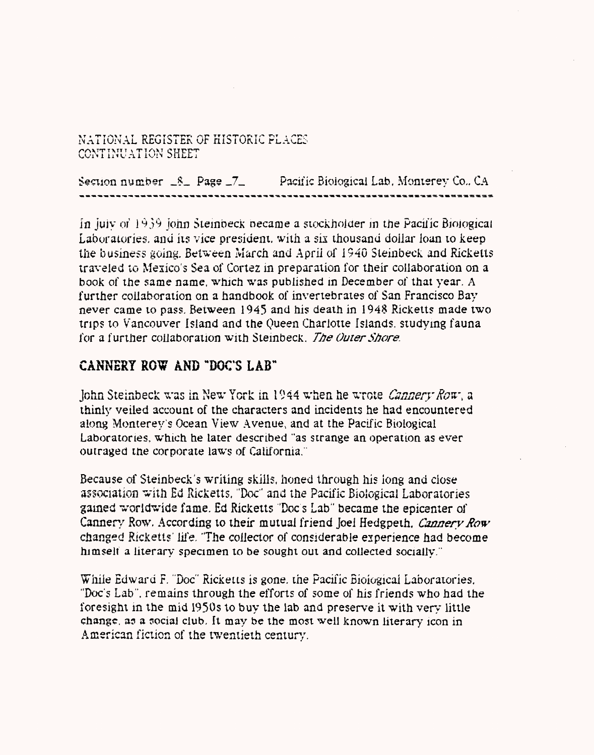NATIONAL REGISTER OF HISTORIC PLACES
CONTINUATION SHEET

Section number _8_ Page _7_ Pacific Biological Lab, Monterey Co., CA

In July of 1939 John Steinbeck became a stockholder in the Pacific Biological Laboratories, and its vice president, with a six thousand dollar loan to keep the business going. Between March and April of 1940 Steinbeck and Ricketts traveled to Mexico's Sea of Cortez in preparation for their collaboration on a book of the same name, which was published in December of that year. A further collaboration on a handbook of invertebrates of San Francisco Bay never came to pass. Between 1945 and his death in 1948 Ricketts made two trips to Vancouver Island and the Queen Charlotte Islands, studying fauna for a further collaboration with Steinbeck, *The Outer Shore*.

## CANNERY ROW AND "DOC'S LAB"

John Steinbeck was in New York in 1944 when he wrote *Cannery Row*, a thinly veiled account of the characters and incidents he had encountered along Monterey's Ocean View Avenue, and at the Pacific Biological Laboratories, which he later described "as strange an operation as ever outraged the corporate laws of California."

Because of Steinbeck's writing skills, honed through his long and close association with Ed Ricketts, "Doc" and the Pacific Biological Laboratories gained worldwide fame. Ed Ricketts "Doc's Lab" became the epicenter of Cannery Row. According to their mutual friend Joel Hedgpeth, *Cannery Row* changed Ricketts' life. "The collector of considerable experience had become himself a literary specimen to be sought out and collected socially."

While Edward F. "Doc" Ricketts is gone, the Pacific Biological Laboratories, "Doc's Lab", remains through the efforts of some of his friends who had the foresight in the mid 1950s to buy the lab and preserve it with very little change, as a social club. It may be the most well known literary icon in American fiction of the twentieth century.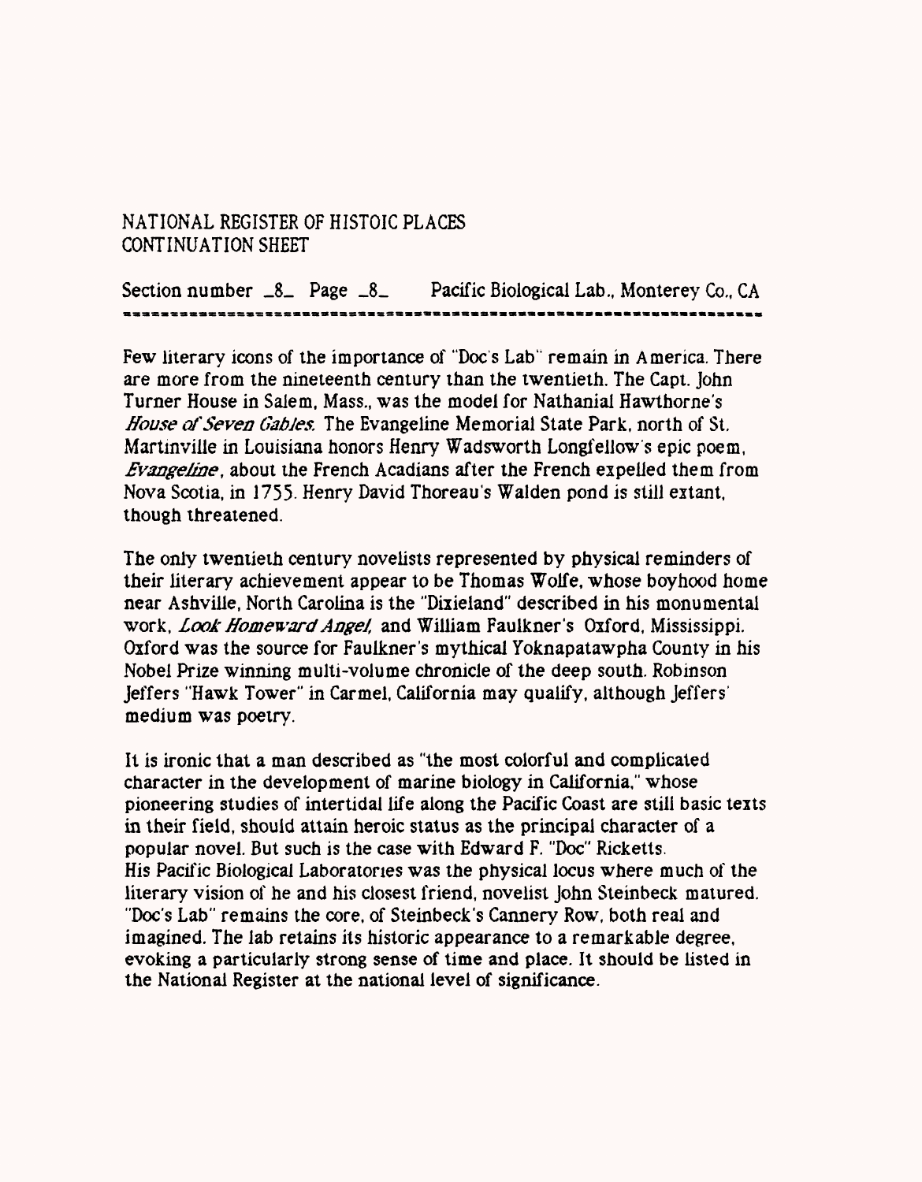NATIONAL REGISTER OF HISTOIC PLACES
CONTINUATION SHEET

Section number _8_ Page _8_ Pacific Biological Lab., Monterey Co., CA

Few literary icons of the importance of "Doc's Lab" remain in America. There are more from the nineteenth century than the twentieth. The Capt. John Turner House in Salem, Mass., was the model for Nathanial Hawthorne's *House of Seven Gables.* The Evangeline Memorial State Park, north of St. Martinville in Louisiana honors Henry Wadsworth Longfellow's epic poem, *Evangeline*, about the French Acadians after the French expelled them from Nova Scotia, in 1755. Henry David Thoreau's Walden pond is still extant, though threatened.

The only twentieth century novelists represented by physical reminders of their literary achievement appear to be Thomas Wolfe, whose boyhood home near Ashville, North Carolina is the "Dixieland" described in his monumental work, *Look Homeward Angel,* and William Faulkner's Oxford, Mississippi. Oxford was the source for Faulkner's mythical Yoknapatawpha County in his Nobel Prize winning multi-volume chronicle of the deep south. Robinson Jeffers "Hawk Tower" in Carmel, California may qualify, although Jeffers' medium was poetry.

It is ironic that a man described as "the most colorful and complicated character in the development of marine biology in California," whose pioneering studies of intertidal life along the Pacific Coast are still basic texts in their field, should attain heroic status as the principal character of a popular novel. But such is the case with Edward F. "Doc" Ricketts. His Pacific Biological Laboratories was the physical locus where much of the literary vision of he and his closest friend, novelist John Steinbeck matured. "Doc's Lab" remains the core, of Steinbeck's Cannery Row, both real and imagined. The lab retains its historic appearance to a remarkable degree, evoking a particularly strong sense of time and place. It should be listed in the National Register at the national level of significance.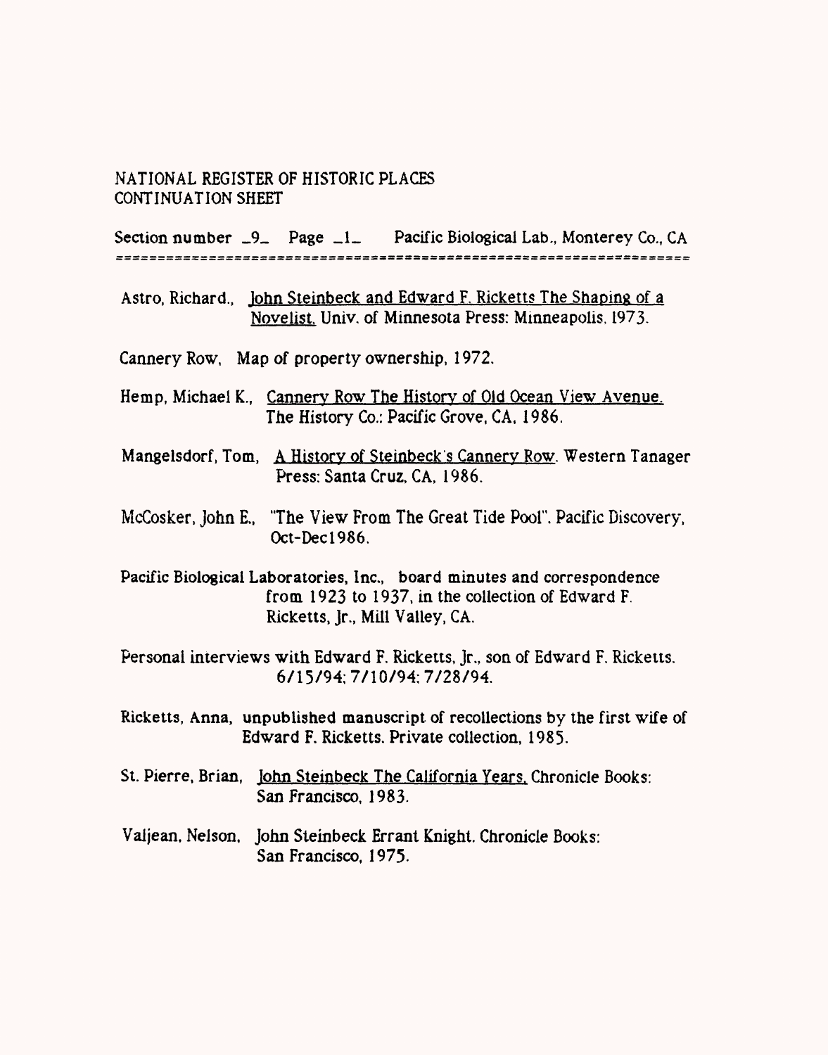NATIONAL REGISTER OF HISTORIC PLACES
CONTINUATION SHEET

Section number _9_ Page _1_ Pacific Biological Lab., Monterey Co., CA

Astro, Richard., John Steinbeck and Edward F. Ricketts The Shaping of a Novelist. Univ. of Minnesota Press: Minneapolis. 1973.

Cannery Row, Map of property ownership, 1972.

Hemp, Michael K., Cannery Row The History of Old Ocean View Avenue. The History Co.: Pacific Grove, CA, 1986.

Mangelsdorf, Tom, A History of Steinbeck's Cannery Row. Western Tanager Press: Santa Cruz, CA, 1986.

McCosker, John E., "The View From The Great Tide Pool". Pacific Discovery, Oct-Dec1986.

Pacific Biological Laboratories, Inc., board minutes and correspondence from 1923 to 1937, in the collection of Edward F. Ricketts, Jr., Mill Valley, CA.

Personal interviews with Edward F. Ricketts, Jr., son of Edward F. Ricketts. 6/15/94; 7/10/94; 7/28/94.

Ricketts, Anna, unpublished manuscript of recollections by the first wife of Edward F. Ricketts. Private collection, 1985.

St. Pierre, Brian, John Steinbeck The California Years. Chronicle Books: San Francisco, 1983.

Valjean, Nelson, John Steinbeck Errant Knight. Chronicle Books: San Francisco, 1975.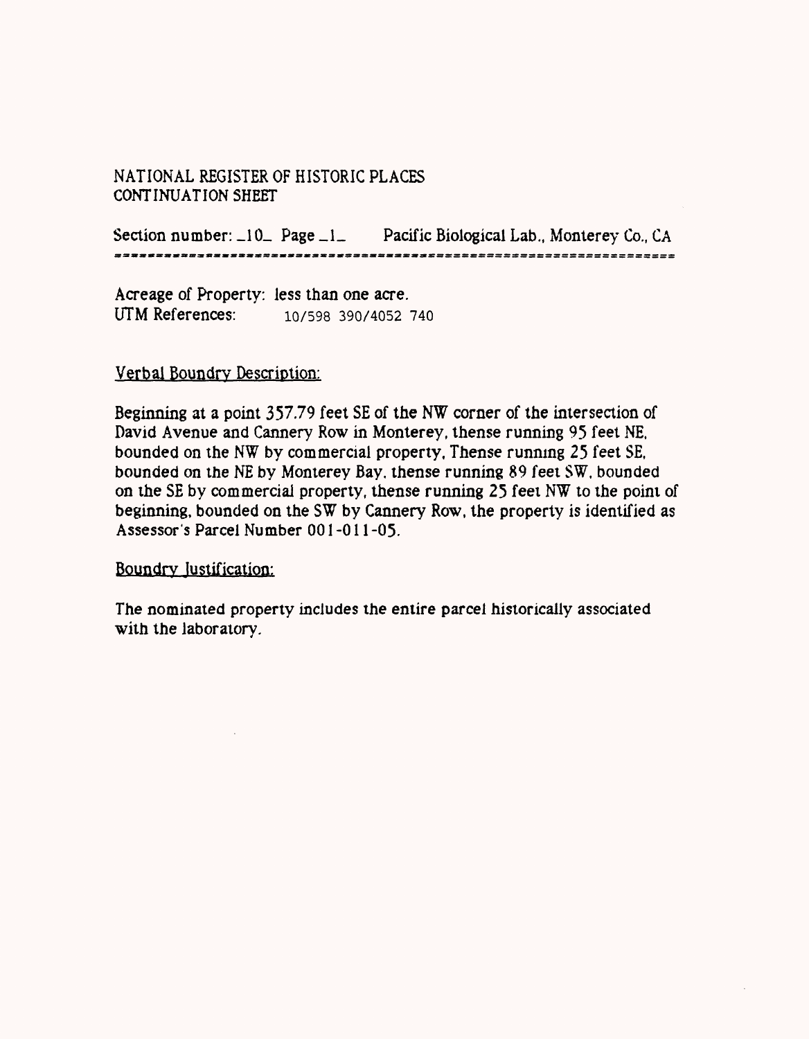NATIONAL REGISTER OF HISTORIC PLACES
CONTINUATION SHEET

Section number: _10_ Page _1_ Pacific Biological Lab., Monterey Co., CA

Acreage of Property: less than one acre.
UTM References: 10/598 390/4052 740

Verbal Boundry Description:

Beginning at a point 357.79 feet SE of the NW corner of the intersection of David Avenue and Cannery Row in Monterey, thense running 95 feet NE, bounded on the NW by commercial property. Thense running 25 feet SE, bounded on the NE by Monterey Bay, thense running 89 feet SW, bounded on the SE by commercial property, thense running 25 feet NW to the point of beginning, bounded on the SW by Cannery Row, the property is identified as Assessor's Parcel Number 001-011-05.

Boundry Justification:

The nominated property includes the entire parcel historically associated with the laboratory.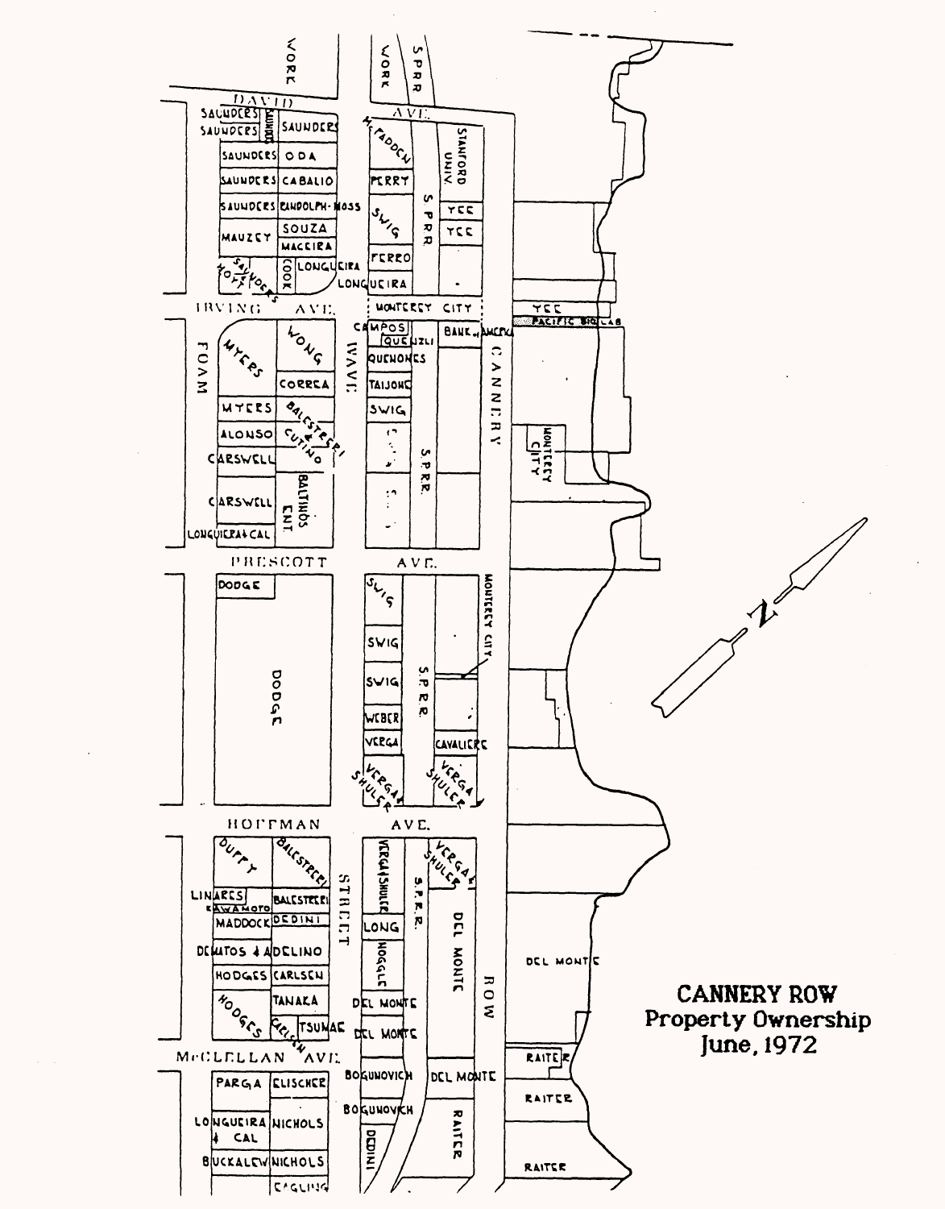**CANNERY ROW**
**Property Ownership**
**June, 1972**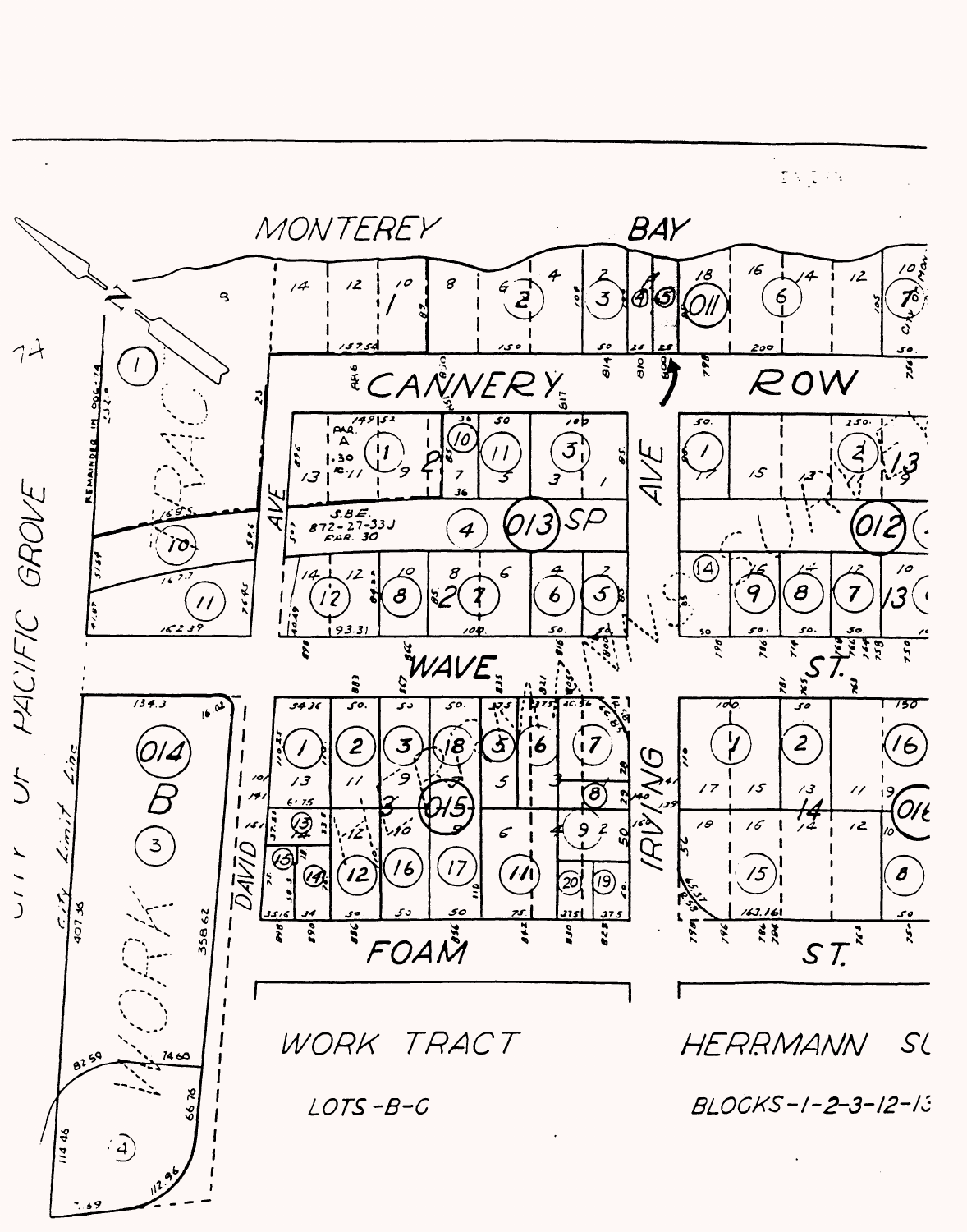MONTEREY BAY

CANNERY ROW

WAVE ST.

FOAM ST.

DAVID AVE

IRVING AVE

CITY OF PACIFIC GROVE

City Limit Line

WORK TRACT

LOTS - B - C

HERRMANN SU

BLOCKS - 1 - 2 - 3 - 12 - 13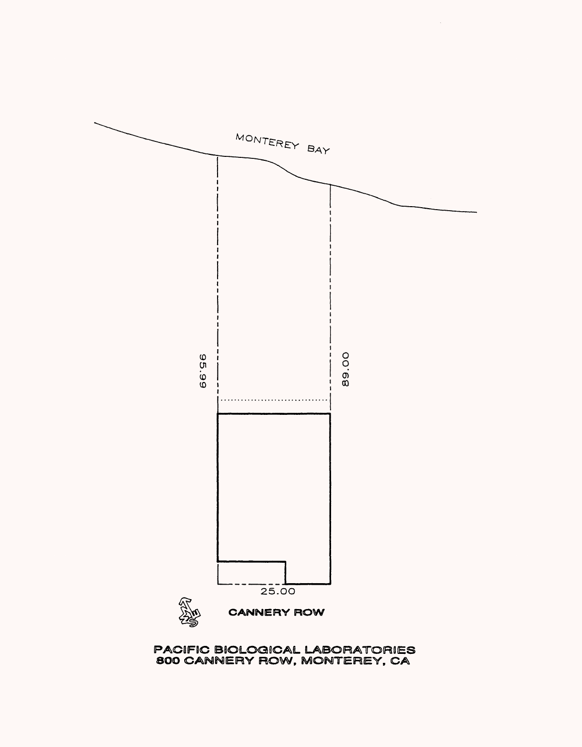MONTEREY BAY

95.99

89.00

25.00

CANNERY ROW

PACIFIC BIOLOGICAL LABORATORIES
800 CANNERY ROW, MONTEREY, CA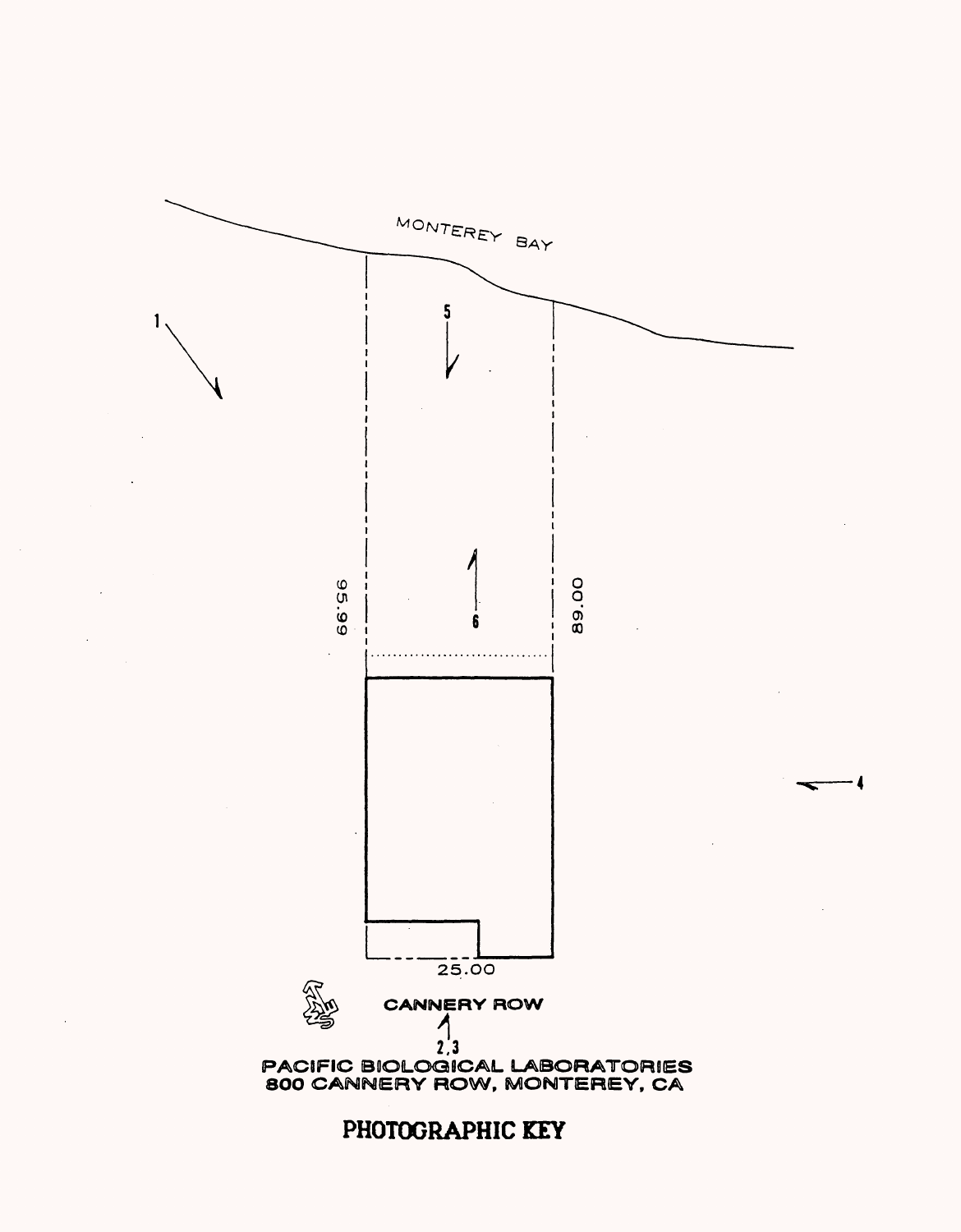MONTEREY BAY

1

5

6

95.99

89.00

4

25.00

CANNERY ROW

2,3

PACIFIC BIOLOGICAL LABORATORIES
800 CANNERY ROW, MONTEREY, CA

# PHOTOGRAPHIC KEY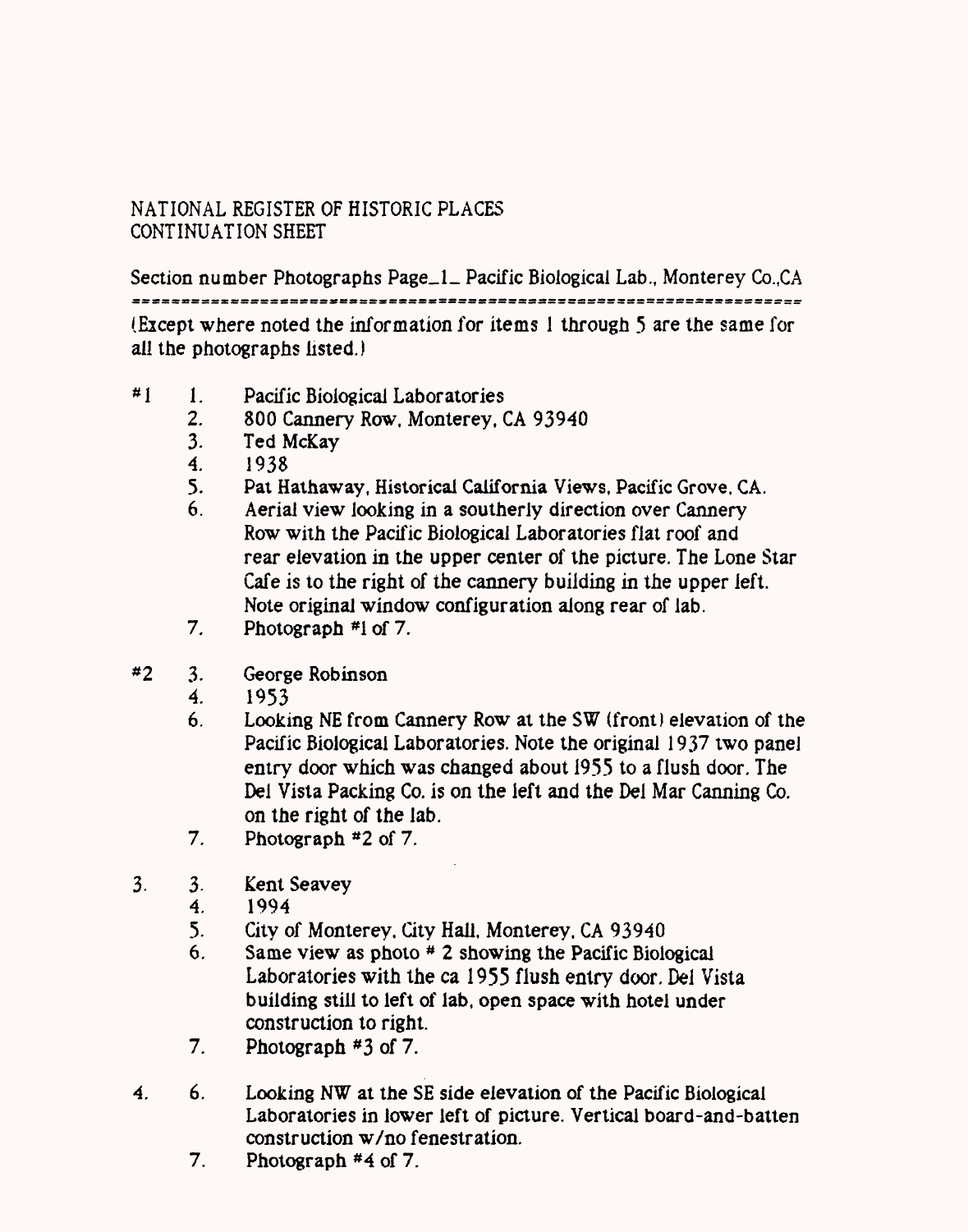NATIONAL REGISTER OF HISTORIC PLACES
CONTINUATION SHEET

Section number Photographs Page_1_ Pacific Biological Lab., Monterey Co.,CA

(Except where noted the information for items 1 through 5 are the same for all the photographs listed.)

#1
1. Pacific Biological Laboratories
2. 800 Cannery Row, Monterey, CA 93940
3. Ted McKay
4. 1938
5. Pat Hathaway, Historical California Views, Pacific Grove, CA.
6. Aerial view looking in a southerly direction over Cannery Row with the Pacific Biological Laboratories flat roof and rear elevation in the upper center of the picture. The Lone Star Cafe is to the right of the cannery building in the upper left. Note original window configuration along rear of lab.
7. Photograph #1 of 7.

#2
3. George Robinson
4. 1953
6. Looking NE from Cannery Row at the SW (front) elevation of the Pacific Biological Laboratories. Note the original 1937 two panel entry door which was changed about 1955 to a flush door. The Del Vista Packing Co. is on the left and the Del Mar Canning Co. on the right of the lab.
7. Photograph #2 of 7.

3.
3. Kent Seavey
4. 1994
5. City of Monterey, City Hall, Monterey, CA 93940
6. Same view as photo # 2 showing the Pacific Biological Laboratories with the ca 1955 flush entry door. Del Vista building still to left of lab, open space with hotel under construction to right.
7. Photograph #3 of 7.

4.
6. Looking NW at the SE side elevation of the Pacific Biological Laboratories in lower left of picture. Vertical board-and-batten construction w/no fenestration.
7. Photograph #4 of 7.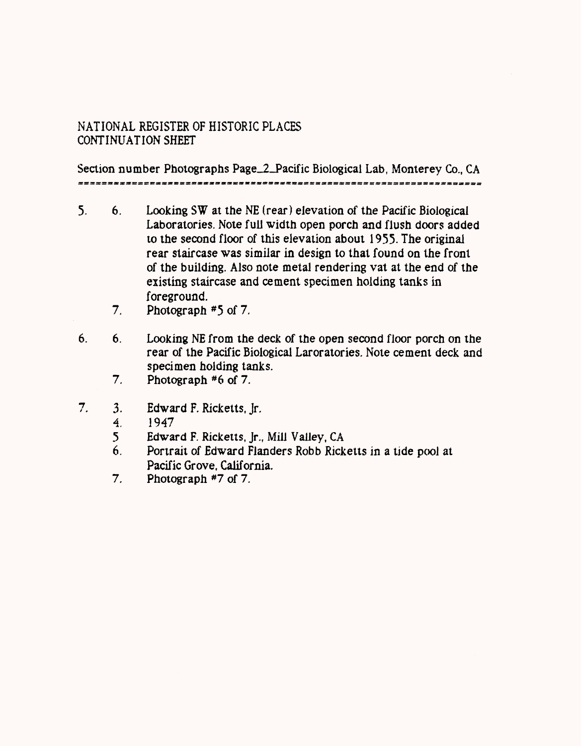NATIONAL REGISTER OF HISTORIC PLACES
CONTINUATION SHEET

Section number Photographs Page_2_Pacific Biological Lab, Monterey Co., CA

5. 6. Looking SW at the NE (rear) elevation of the Pacific Biological Laboratories. Note full width open porch and flush doors added to the second floor of this elevation about 1955. The original rear staircase was similar in design to that found on the front of the building. Also note metal rendering vat at the end of the existing staircase and cement specimen holding tanks in foreground.
   7. Photograph #5 of 7.

6. 6. Looking NE from the deck of the open second floor porch on the rear of the Pacific Biological Larorатories. Note cement deck and specimen holding tanks.
   7. Photograph #6 of 7.

7. 3. Edward F. Ricketts, Jr.
   4. 1947
   5 Edward F. Ricketts, Jr., Mill Valley, CA
   6. Portrait of Edward Flanders Robb Ricketts in a tide pool at Pacific Grove, California.
   7. Photograph #7 of 7.